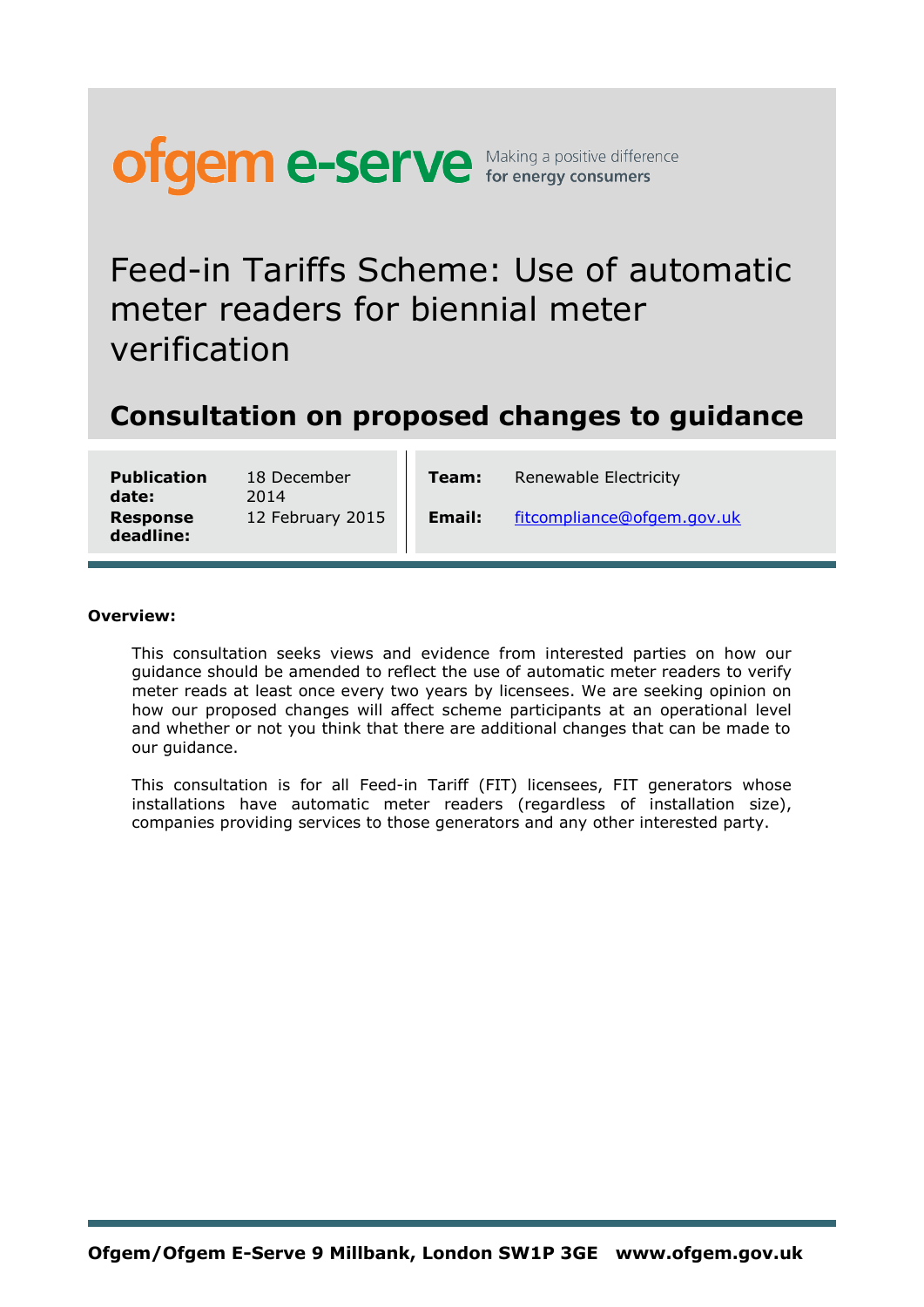ofgem e-serve Making a positive difference for energy consumers

# Feed-in Tariffs Scheme: Use of automatic meter readers for biennial meter verification

## Consultation on proposed changes to guidance

| | | | |
|---|---|---|---|
| **Publication date:** | 18 December 2014 | **Team:** | Renewable Electricity |
| **Response deadline:** | 12 February 2015 | **Email:** | fitcompliance@ofgem.gov.uk |

**Overview:**

This consultation seeks views and evidence from interested parties on how our guidance should be amended to reflect the use of automatic meter readers to verify meter reads at least once every two years by licensees. We are seeking opinion on how our proposed changes will affect scheme participants at an operational level and whether or not you think that there are additional changes that can be made to our guidance.

This consultation is for all Feed-in Tariff (FIT) licensees, FIT generators whose installations have automatic meter readers (regardless of installation size), companies providing services to those generators and any other interested party.

**Ofgem/Ofgem E-Serve 9 Millbank, London SW1P 3GE www.ofgem.gov.uk**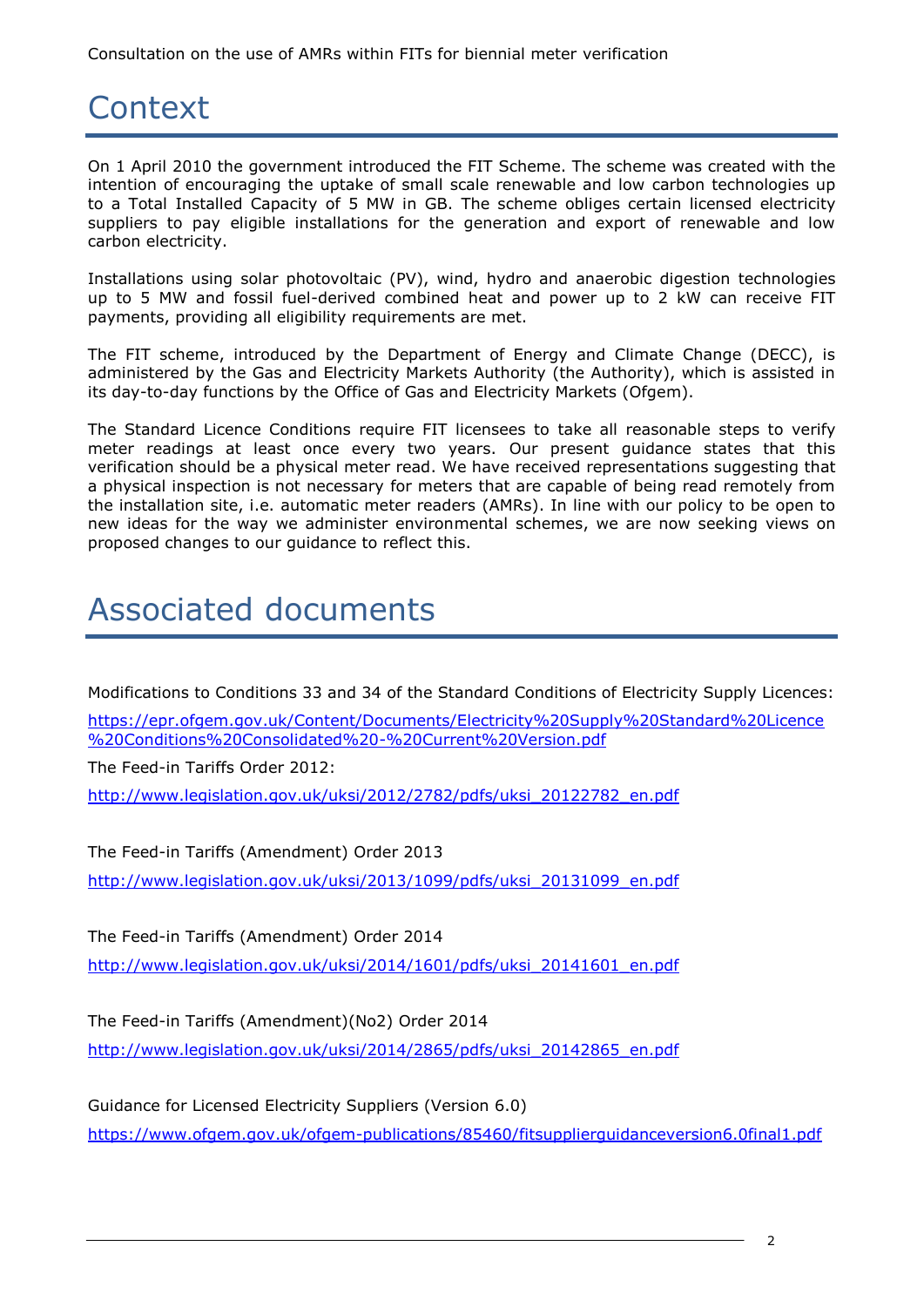# Context

On 1 April 2010 the government introduced the FIT Scheme. The scheme was created with the intention of encouraging the uptake of small scale renewable and low carbon technologies up to a Total Installed Capacity of 5 MW in GB. The scheme obliges certain licensed electricity suppliers to pay eligible installations for the generation and export of renewable and low carbon electricity.

Installations using solar photovoltaic (PV), wind, hydro and anaerobic digestion technologies up to 5 MW and fossil fuel-derived combined heat and power up to 2 kW can receive FIT payments, providing all eligibility requirements are met.

The FIT scheme, introduced by the Department of Energy and Climate Change (DECC), is administered by the Gas and Electricity Markets Authority (the Authority), which is assisted in its day-to-day functions by the Office of Gas and Electricity Markets (Ofgem).

The Standard Licence Conditions require FIT licensees to take all reasonable steps to verify meter readings at least once every two years. Our present guidance states that this verification should be a physical meter read. We have received representations suggesting that a physical inspection is not necessary for meters that are capable of being read remotely from the installation site, i.e. automatic meter readers (AMRs). In line with our policy to be open to new ideas for the way we administer environmental schemes, we are now seeking views on proposed changes to our guidance to reflect this.

# Associated documents

Modifications to Conditions 33 and 34 of the Standard Conditions of Electricity Supply Licences:

https://epr.ofgem.gov.uk/Content/Documents/Electricity%20Supply%20Standard%20Licence%20Conditions%20Consolidated%20-%20Current%20Version.pdf

The Feed-in Tariffs Order 2012:

http://www.legislation.gov.uk/uksi/2012/2782/pdfs/uksi_20122782_en.pdf

The Feed-in Tariffs (Amendment) Order 2013

http://www.legislation.gov.uk/uksi/2013/1099/pdfs/uksi_20131099_en.pdf

The Feed-in Tariffs (Amendment) Order 2014

http://www.legislation.gov.uk/uksi/2014/1601/pdfs/uksi_20141601_en.pdf

The Feed-in Tariffs (Amendment)(No2) Order 2014

http://www.legislation.gov.uk/uksi/2014/2865/pdfs/uksi_20142865_en.pdf

Guidance for Licensed Electricity Suppliers (Version 6.0)

https://www.ofgem.gov.uk/ofgem-publications/85460/fitsupplierguidanceversion6.0final1.pdf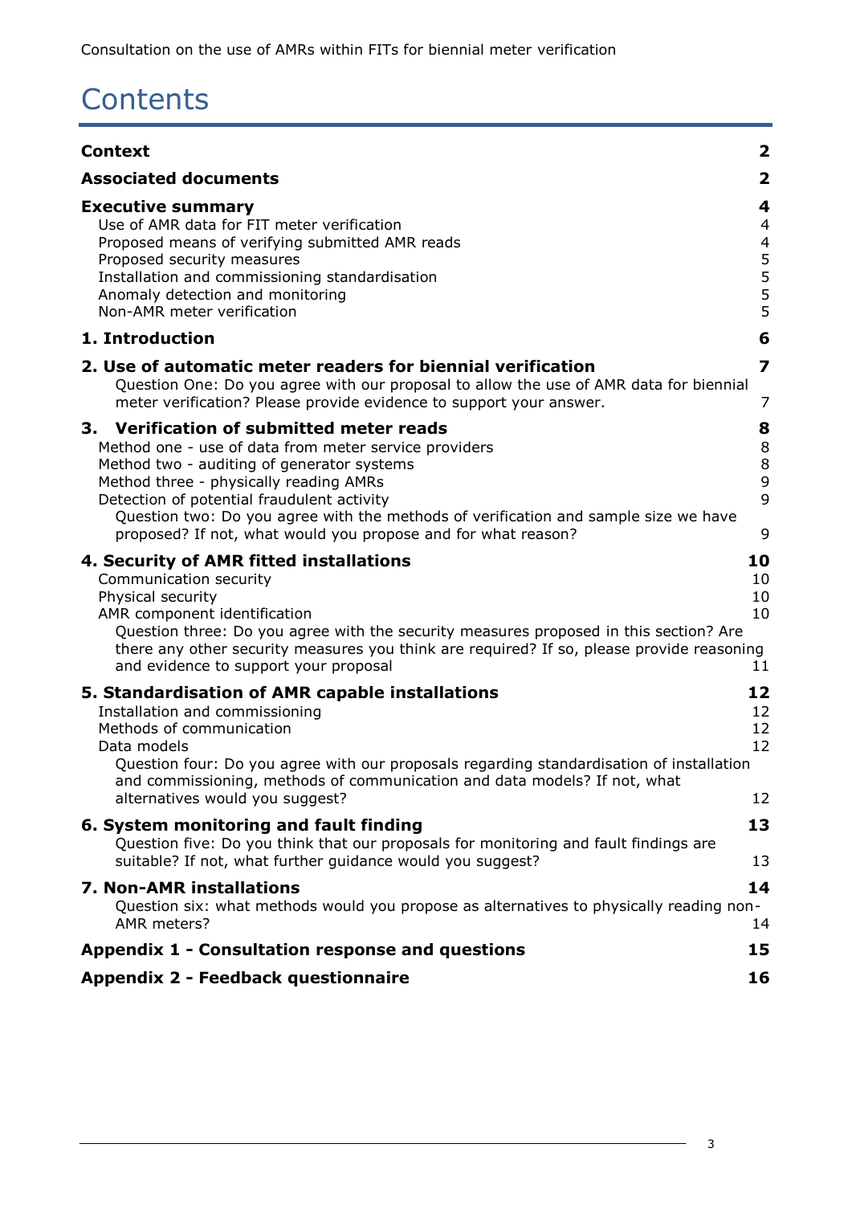# Contents

| | |
|---|---|
| **Context** | **2** |
| **Associated documents** | **2** |
| **Executive summary** | **4** |
| Use of AMR data for FIT meter verification | 4 |
| Proposed means of verifying submitted AMR reads | 4 |
| Proposed security measures | 5 |
| Installation and commissioning standardisation | 5 |
| Anomaly detection and monitoring | 5 |
| Non-AMR meter verification | 5 |
| **1. Introduction** | **6** |
| **2. Use of automatic meter readers for biennial verification** | **7** |
| Question One: Do you agree with our proposal to allow the use of AMR data for biennial meter verification? Please provide evidence to support your answer. | 7 |
| **3. Verification of submitted meter reads** | **8** |
| Method one - use of data from meter service providers | 8 |
| Method two - auditing of generator systems | 8 |
| Method three - physically reading AMRs | 9 |
| Detection of potential fraudulent activity | 9 |
| Question two: Do you agree with the methods of verification and sample size we have proposed? If not, what would you propose and for what reason? | 9 |
| **4. Security of AMR fitted installations** | **10** |
| Communication security | 10 |
| Physical security | 10 |
| AMR component identification | 10 |
| Question three: Do you agree with the security measures proposed in this section? Are there any other security measures you think are required? If so, please provide reasoning and evidence to support your proposal | 11 |
| **5. Standardisation of AMR capable installations** | **12** |
| Installation and commissioning | 12 |
| Methods of communication | 12 |
| Data models | 12 |
| Question four: Do you agree with our proposals regarding standardisation of installation and commissioning, methods of communication and data models? If not, what alternatives would you suggest? | 12 |
| **6. System monitoring and fault finding** | **13** |
| Question five: Do you think that our proposals for monitoring and fault findings are suitable? If not, what further guidance would you suggest? | 13 |
| **7. Non-AMR installations** | **14** |
| Question six: what methods would you propose as alternatives to physically reading non-AMR meters? | 14 |
| **Appendix 1 - Consultation response and questions** | **15** |
| **Appendix 2 - Feedback questionnaire** | **16** |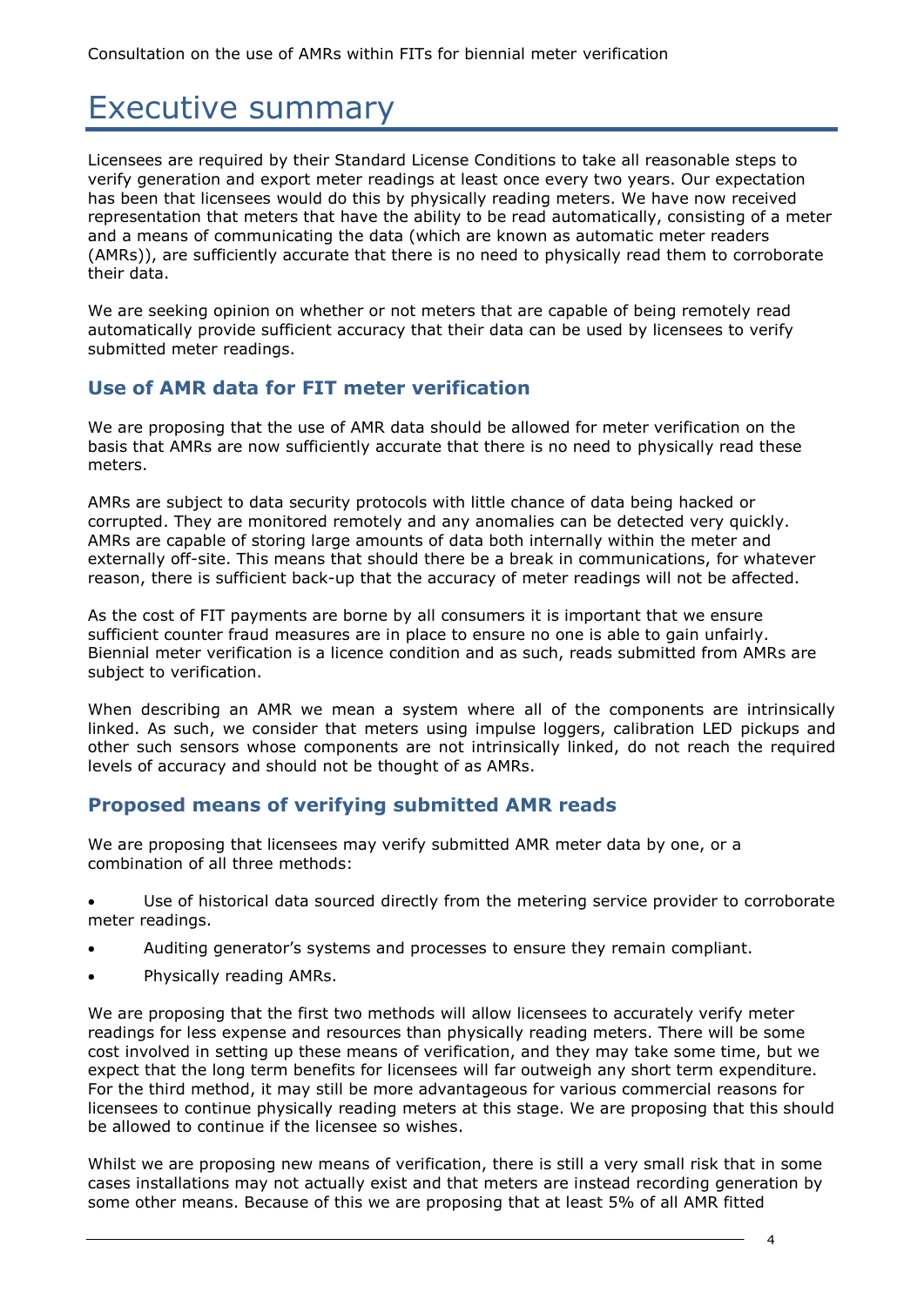# Executive summary

Licensees are required by their Standard License Conditions to take all reasonable steps to verify generation and export meter readings at least once every two years. Our expectation has been that licensees would do this by physically reading meters. We have now received representation that meters that have the ability to be read automatically, consisting of a meter and a means of communicating the data (which are known as automatic meter readers (AMRs)), are sufficiently accurate that there is no need to physically read them to corroborate their data.

We are seeking opinion on whether or not meters that are capable of being remotely read automatically provide sufficient accuracy that their data can be used by licensees to verify submitted meter readings.

### Use of AMR data for FIT meter verification

We are proposing that the use of AMR data should be allowed for meter verification on the basis that AMRs are now sufficiently accurate that there is no need to physically read these meters.

AMRs are subject to data security protocols with little chance of data being hacked or corrupted. They are monitored remotely and any anomalies can be detected very quickly. AMRs are capable of storing large amounts of data both internally within the meter and externally off-site. This means that should there be a break in communications, for whatever reason, there is sufficient back-up that the accuracy of meter readings will not be affected.

As the cost of FIT payments are borne by all consumers it is important that we ensure sufficient counter fraud measures are in place to ensure no one is able to gain unfairly. Biennial meter verification is a licence condition and as such, reads submitted from AMRs are subject to verification.

When describing an AMR we mean a system where all of the components are intrinsically linked. As such, we consider that meters using impulse loggers, calibration LED pickups and other such sensors whose components are not intrinsically linked, do not reach the required levels of accuracy and should not be thought of as AMRs.

### Proposed means of verifying submitted AMR reads

We are proposing that licensees may verify submitted AMR meter data by one, or a combination of all three methods:

- Use of historical data sourced directly from the metering service provider to corroborate meter readings.
- Auditing generator's systems and processes to ensure they remain compliant.
- Physically reading AMRs.

We are proposing that the first two methods will allow licensees to accurately verify meter readings for less expense and resources than physically reading meters. There will be some cost involved in setting up these means of verification, and they may take some time, but we expect that the long term benefits for licensees will far outweigh any short term expenditure. For the third method, it may still be more advantageous for various commercial reasons for licensees to continue physically reading meters at this stage. We are proposing that this should be allowed to continue if the licensee so wishes.

Whilst we are proposing new means of verification, there is still a very small risk that in some cases installations may not actually exist and that meters are instead recording generation by some other means. Because of this we are proposing that at least 5% of all AMR fitted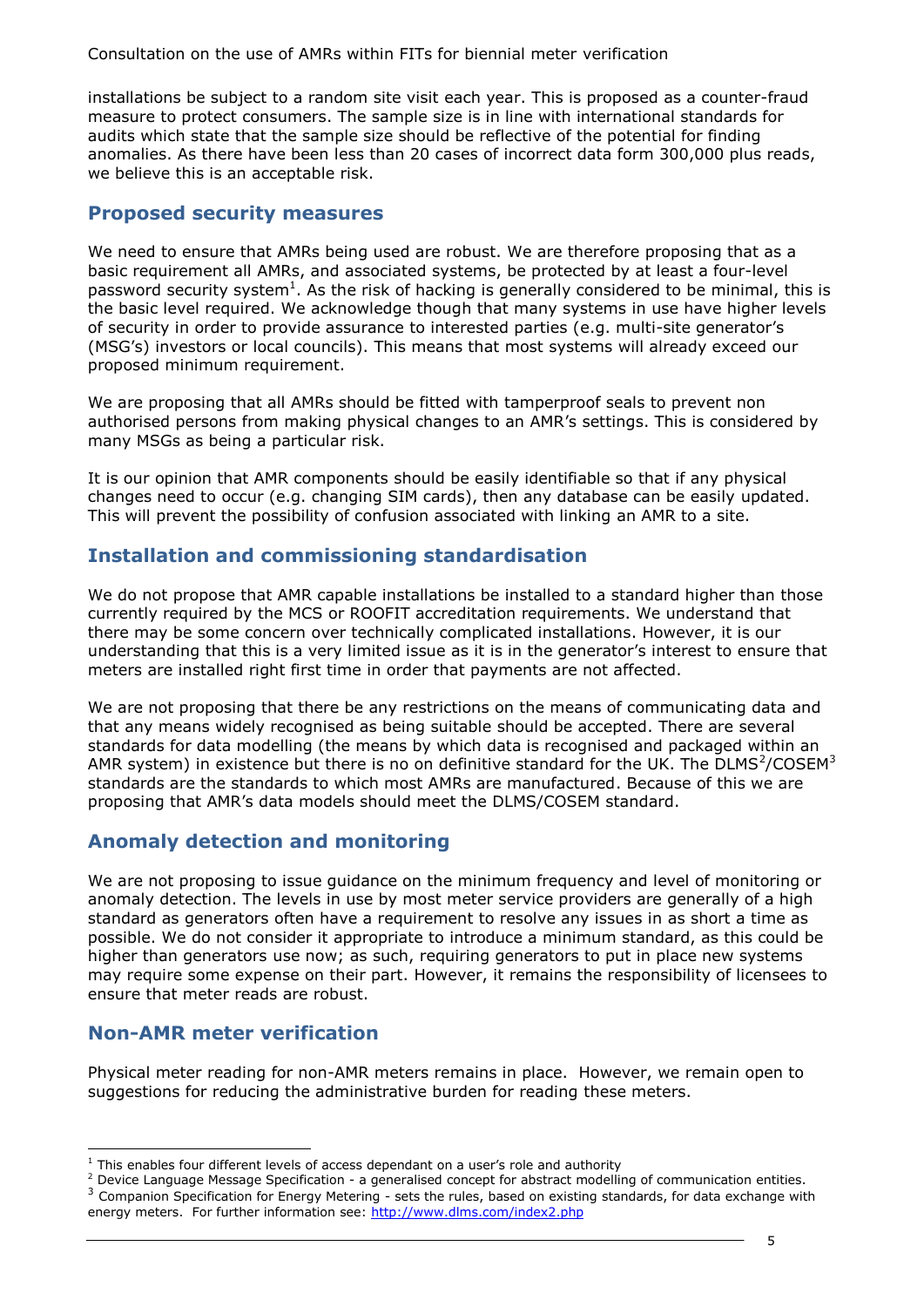installations be subject to a random site visit each year. This is proposed as a counter-fraud measure to protect consumers. The sample size is in line with international standards for audits which state that the sample size should be reflective of the potential for finding anomalies. As there have been less than 20 cases of incorrect data form 300,000 plus reads, we believe this is an acceptable risk.

## Proposed security measures

We need to ensure that AMRs being used are robust. We are therefore proposing that as a basic requirement all AMRs, and associated systems, be protected by at least a four-level password security system[1]. As the risk of hacking is generally considered to be minimal, this is the basic level required. We acknowledge though that many systems in use have higher levels of security in order to provide assurance to interested parties (e.g. multi-site generator's (MSG's) investors or local councils). This means that most systems will already exceed our proposed minimum requirement.

We are proposing that all AMRs should be fitted with tamperproof seals to prevent non authorised persons from making physical changes to an AMR's settings. This is considered by many MSGs as being a particular risk.

It is our opinion that AMR components should be easily identifiable so that if any physical changes need to occur (e.g. changing SIM cards), then any database can be easily updated. This will prevent the possibility of confusion associated with linking an AMR to a site.

## Installation and commissioning standardisation

We do not propose that AMR capable installations be installed to a standard higher than those currently required by the MCS or ROOFIT accreditation requirements. We understand that there may be some concern over technically complicated installations. However, it is our understanding that this is a very limited issue as it is in the generator's interest to ensure that meters are installed right first time in order that payments are not affected.

We are not proposing that there be any restrictions on the means of communicating data and that any means widely recognised as being suitable should be accepted. There are several standards for data modelling (the means by which data is recognised and packaged within an AMR system) in existence but there is no on definitive standard for the UK. The DLMS[2]/COSEM[3] standards are the standards to which most AMRs are manufactured. Because of this we are proposing that AMR's data models should meet the DLMS/COSEM standard.

## Anomaly detection and monitoring

We are not proposing to issue guidance on the minimum frequency and level of monitoring or anomaly detection. The levels in use by most meter service providers are generally of a high standard as generators often have a requirement to resolve any issues in as short a time as possible. We do not consider it appropriate to introduce a minimum standard, as this could be higher than generators use now; as such, requiring generators to put in place new systems may require some expense on their part. However, it remains the responsibility of licensees to ensure that meter reads are robust.

## Non-AMR meter verification

Physical meter reading for non-AMR meters remains in place. However, we remain open to suggestions for reducing the administrative burden for reading these meters.

---

[1] This enables four different levels of access dependant on a user's role and authority

[2] Device Language Message Specification - a generalised concept for abstract modelling of communication entities.

[3] Companion Specification for Energy Metering - sets the rules, based on existing standards, for data exchange with energy meters. For further information see: http://www.dlms.com/index2.php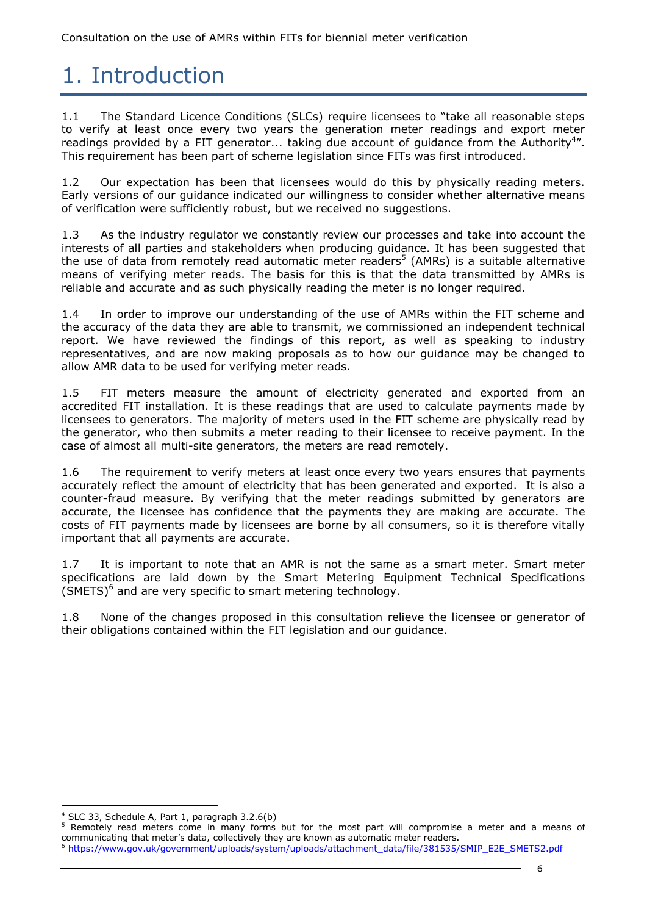# 1. Introduction

1.1 The Standard Licence Conditions (SLCs) require licensees to "take all reasonable steps to verify at least once every two years the generation meter readings and export meter readings provided by a FIT generator... taking due account of guidance from the Authority[4]". This requirement has been part of scheme legislation since FITs was first introduced.

1.2 Our expectation has been that licensees would do this by physically reading meters. Early versions of our guidance indicated our willingness to consider whether alternative means of verification were sufficiently robust, but we received no suggestions.

1.3 As the industry regulator we constantly review our processes and take into account the interests of all parties and stakeholders when producing guidance. It has been suggested that the use of data from remotely read automatic meter readers[5] (AMRs) is a suitable alternative means of verifying meter reads. The basis for this is that the data transmitted by AMRs is reliable and accurate and as such physically reading the meter is no longer required.

1.4 In order to improve our understanding of the use of AMRs within the FIT scheme and the accuracy of the data they are able to transmit, we commissioned an independent technical report. We have reviewed the findings of this report, as well as speaking to industry representatives, and are now making proposals as to how our guidance may be changed to allow AMR data to be used for verifying meter reads.

1.5 FIT meters measure the amount of electricity generated and exported from an accredited FIT installation. It is these readings that are used to calculate payments made by licensees to generators. The majority of meters used in the FIT scheme are physically read by the generator, who then submits a meter reading to their licensee to receive payment. In the case of almost all multi-site generators, the meters are read remotely.

1.6 The requirement to verify meters at least once every two years ensures that payments accurately reflect the amount of electricity that has been generated and exported. It is also a counter-fraud measure. By verifying that the meter readings submitted by generators are accurate, the licensee has confidence that the payments they are making are accurate. The costs of FIT payments made by licensees are borne by all consumers, so it is therefore vitally important that all payments are accurate.

1.7 It is important to note that an AMR is not the same as a smart meter. Smart meter specifications are laid down by the Smart Metering Equipment Technical Specifications (SMETS)[6] and are very specific to smart metering technology.

1.8 None of the changes proposed in this consultation relieve the licensee or generator of their obligations contained within the FIT legislation and our guidance.

---

[4] SLC 33, Schedule A, Part 1, paragraph 3.2.6(b)

[5] Remotely read meters come in many forms but for the most part will compromise a meter and a means of communicating that meter's data, collectively they are known as automatic meter readers.

[6] https://www.gov.uk/government/uploads/system/uploads/attachment_data/file/381535/SMIP_E2E_SMETS2.pdf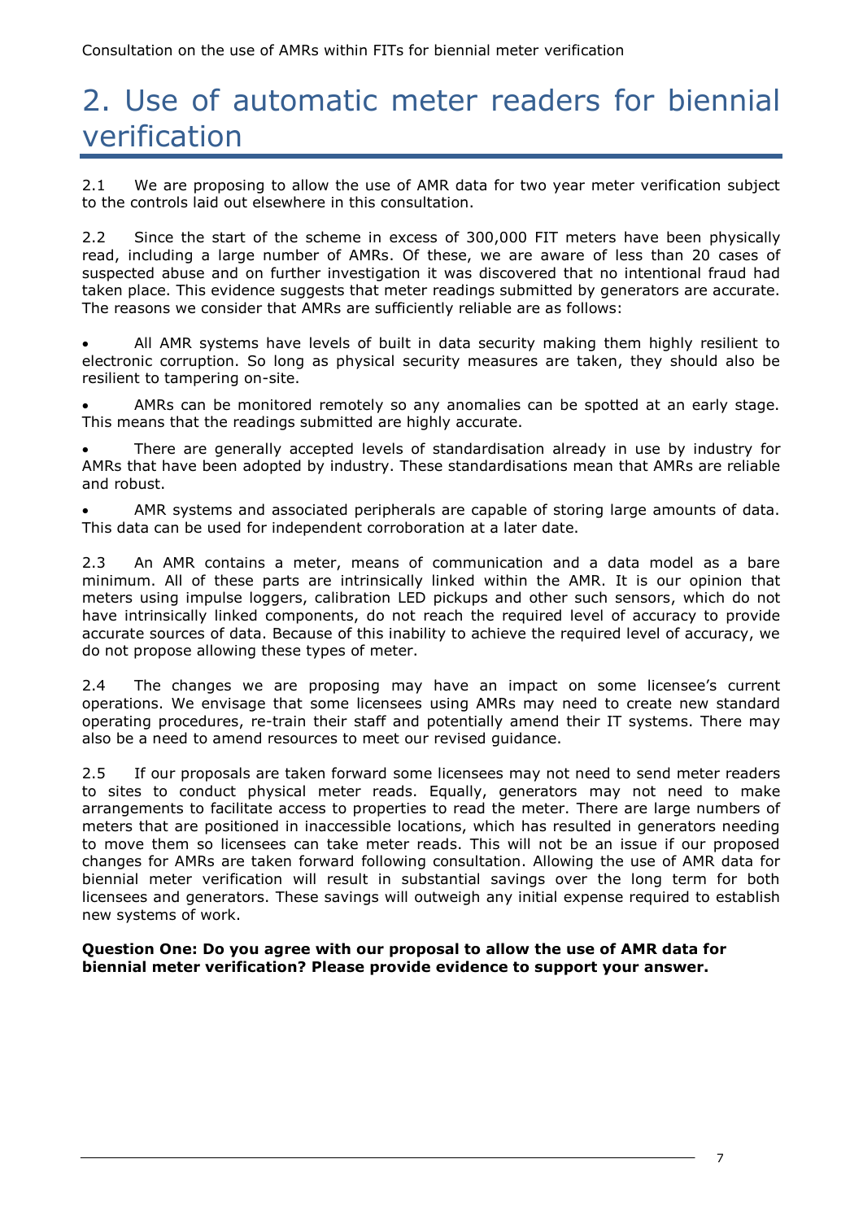# 2. Use of automatic meter readers for biennial verification

2.1 We are proposing to allow the use of AMR data for two year meter verification subject to the controls laid out elsewhere in this consultation.

2.2 Since the start of the scheme in excess of 300,000 FIT meters have been physically read, including a large number of AMRs. Of these, we are aware of less than 20 cases of suspected abuse and on further investigation it was discovered that no intentional fraud had taken place. This evidence suggests that meter readings submitted by generators are accurate. The reasons we consider that AMRs are sufficiently reliable are as follows:

- All AMR systems have levels of built in data security making them highly resilient to electronic corruption. So long as physical security measures are taken, they should also be resilient to tampering on-site.
- AMRs can be monitored remotely so any anomalies can be spotted at an early stage. This means that the readings submitted are highly accurate.
- There are generally accepted levels of standardisation already in use by industry for AMRs that have been adopted by industry. These standardisations mean that AMRs are reliable and robust.
- AMR systems and associated peripherals are capable of storing large amounts of data. This data can be used for independent corroboration at a later date.

2.3 An AMR contains a meter, means of communication and a data model as a bare minimum. All of these parts are intrinsically linked within the AMR. It is our opinion that meters using impulse loggers, calibration LED pickups and other such sensors, which do not have intrinsically linked components, do not reach the required level of accuracy to provide accurate sources of data. Because of this inability to achieve the required level of accuracy, we do not propose allowing these types of meter.

2.4 The changes we are proposing may have an impact on some licensee's current operations. We envisage that some licensees using AMRs may need to create new standard operating procedures, re-train their staff and potentially amend their IT systems. There may also be a need to amend resources to meet our revised guidance.

2.5 If our proposals are taken forward some licensees may not need to send meter readers to sites to conduct physical meter reads. Equally, generators may not need to make arrangements to facilitate access to properties to read the meter. There are large numbers of meters that are positioned in inaccessible locations, which has resulted in generators needing to move them so licensees can take meter reads. This will not be an issue if our proposed changes for AMRs are taken forward following consultation. Allowing the use of AMR data for biennial meter verification will result in substantial savings over the long term for both licensees and generators. These savings will outweigh any initial expense required to establish new systems of work.

**Question One: Do you agree with our proposal to allow the use of AMR data for biennial meter verification? Please provide evidence to support your answer.**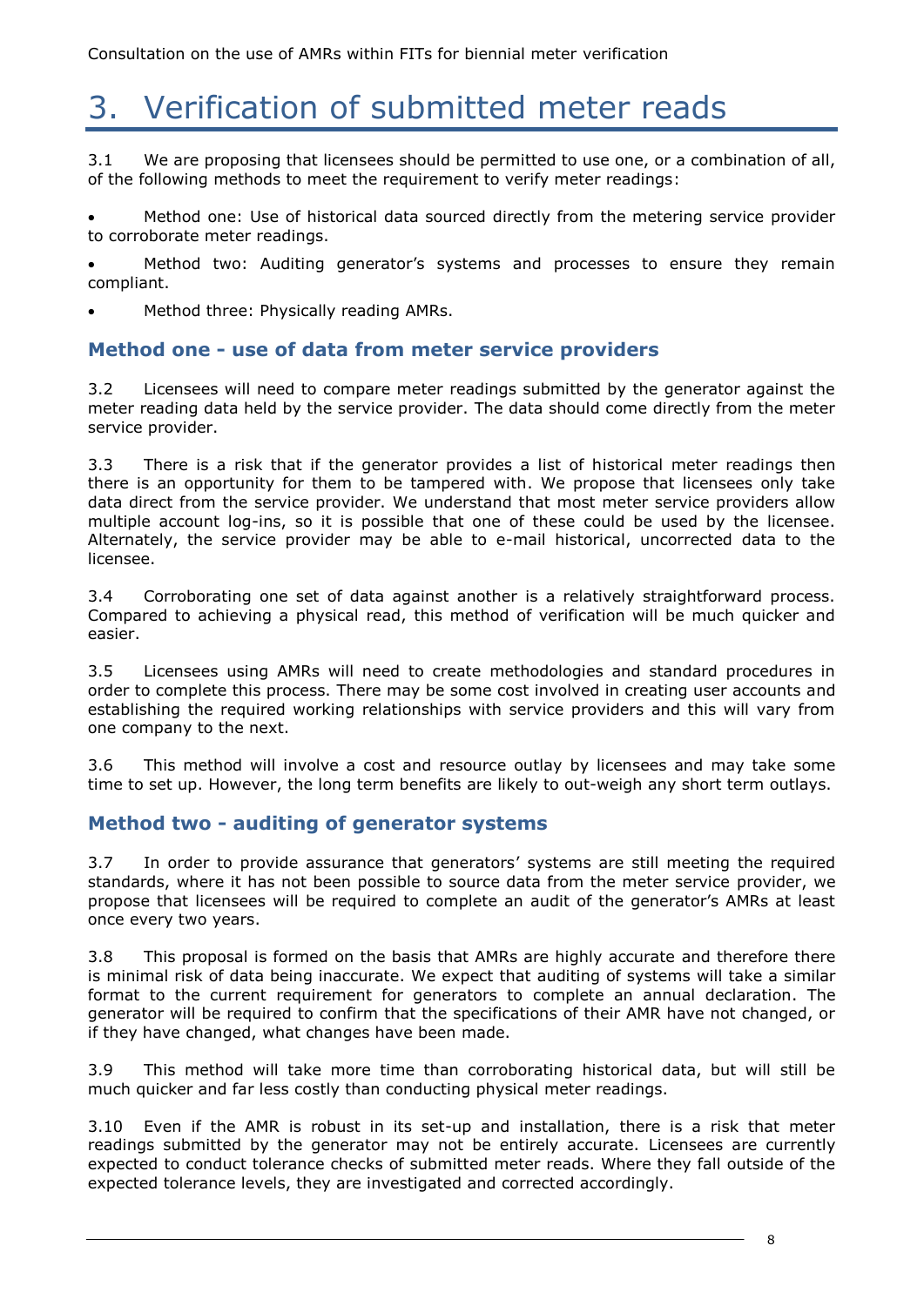# 3. Verification of submitted meter reads

3.1 We are proposing that licensees should be permitted to use one, or a combination of all, of the following methods to meet the requirement to verify meter readings:

- Method one: Use of historical data sourced directly from the metering service provider to corroborate meter readings.
- Method two: Auditing generator's systems and processes to ensure they remain compliant.
- Method three: Physically reading AMRs.

### Method one - use of data from meter service providers

3.2 Licensees will need to compare meter readings submitted by the generator against the meter reading data held by the service provider. The data should come directly from the meter service provider.

3.3 There is a risk that if the generator provides a list of historical meter readings then there is an opportunity for them to be tampered with. We propose that licensees only take data direct from the service provider. We understand that most meter service providers allow multiple account log-ins, so it is possible that one of these could be used by the licensee. Alternately, the service provider may be able to e-mail historical, uncorrected data to the licensee.

3.4 Corroborating one set of data against another is a relatively straightforward process. Compared to achieving a physical read, this method of verification will be much quicker and easier.

3.5 Licensees using AMRs will need to create methodologies and standard procedures in order to complete this process. There may be some cost involved in creating user accounts and establishing the required working relationships with service providers and this will vary from one company to the next.

3.6 This method will involve a cost and resource outlay by licensees and may take some time to set up. However, the long term benefits are likely to out-weigh any short term outlays.

### Method two - auditing of generator systems

3.7 In order to provide assurance that generators' systems are still meeting the required standards, where it has not been possible to source data from the meter service provider, we propose that licensees will be required to complete an audit of the generator's AMRs at least once every two years.

3.8 This proposal is formed on the basis that AMRs are highly accurate and therefore there is minimal risk of data being inaccurate. We expect that auditing of systems will take a similar format to the current requirement for generators to complete an annual declaration. The generator will be required to confirm that the specifications of their AMR have not changed, or if they have changed, what changes have been made.

3.9 This method will take more time than corroborating historical data, but will still be much quicker and far less costly than conducting physical meter readings.

3.10 Even if the AMR is robust in its set-up and installation, there is a risk that meter readings submitted by the generator may not be entirely accurate. Licensees are currently expected to conduct tolerance checks of submitted meter reads. Where they fall outside of the expected tolerance levels, they are investigated and corrected accordingly.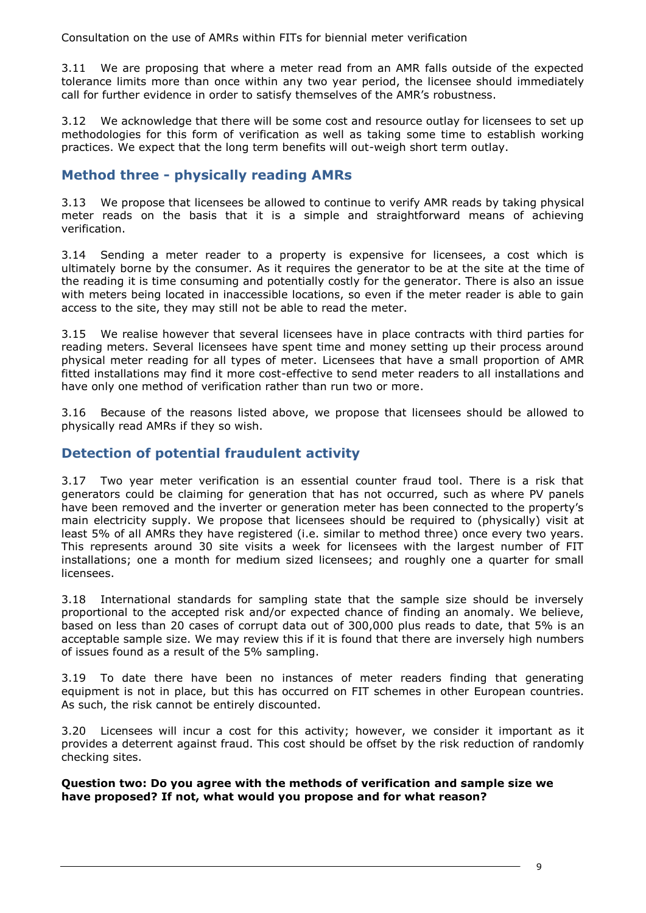3.11 We are proposing that where a meter read from an AMR falls outside of the expected tolerance limits more than once within any two year period, the licensee should immediately call for further evidence in order to satisfy themselves of the AMR's robustness.

3.12 We acknowledge that there will be some cost and resource outlay for licensees to set up methodologies for this form of verification as well as taking some time to establish working practices. We expect that the long term benefits will out-weigh short term outlay.

## Method three - physically reading AMRs

3.13 We propose that licensees be allowed to continue to verify AMR reads by taking physical meter reads on the basis that it is a simple and straightforward means of achieving verification.

3.14 Sending a meter reader to a property is expensive for licensees, a cost which is ultimately borne by the consumer. As it requires the generator to be at the site at the time of the reading it is time consuming and potentially costly for the generator. There is also an issue with meters being located in inaccessible locations, so even if the meter reader is able to gain access to the site, they may still not be able to read the meter.

3.15 We realise however that several licensees have in place contracts with third parties for reading meters. Several licensees have spent time and money setting up their process around physical meter reading for all types of meter. Licensees that have a small proportion of AMR fitted installations may find it more cost-effective to send meter readers to all installations and have only one method of verification rather than run two or more.

3.16 Because of the reasons listed above, we propose that licensees should be allowed to physically read AMRs if they so wish.

## Detection of potential fraudulent activity

3.17 Two year meter verification is an essential counter fraud tool. There is a risk that generators could be claiming for generation that has not occurred, such as where PV panels have been removed and the inverter or generation meter has been connected to the property's main electricity supply. We propose that licensees should be required to (physically) visit at least 5% of all AMRs they have registered (i.e. similar to method three) once every two years. This represents around 30 site visits a week for licensees with the largest number of FIT installations; one a month for medium sized licensees; and roughly one a quarter for small licensees.

3.18 International standards for sampling state that the sample size should be inversely proportional to the accepted risk and/or expected chance of finding an anomaly. We believe, based on less than 20 cases of corrupt data out of 300,000 plus reads to date, that 5% is an acceptable sample size. We may review this if it is found that there are inversely high numbers of issues found as a result of the 5% sampling.

3.19 To date there have been no instances of meter readers finding that generating equipment is not in place, but this has occurred on FIT schemes in other European countries. As such, the risk cannot be entirely discounted.

3.20 Licensees will incur a cost for this activity; however, we consider it important as it provides a deterrent against fraud. This cost should be offset by the risk reduction of randomly checking sites.

**Question two: Do you agree with the methods of verification and sample size we have proposed? If not, what would you propose and for what reason?**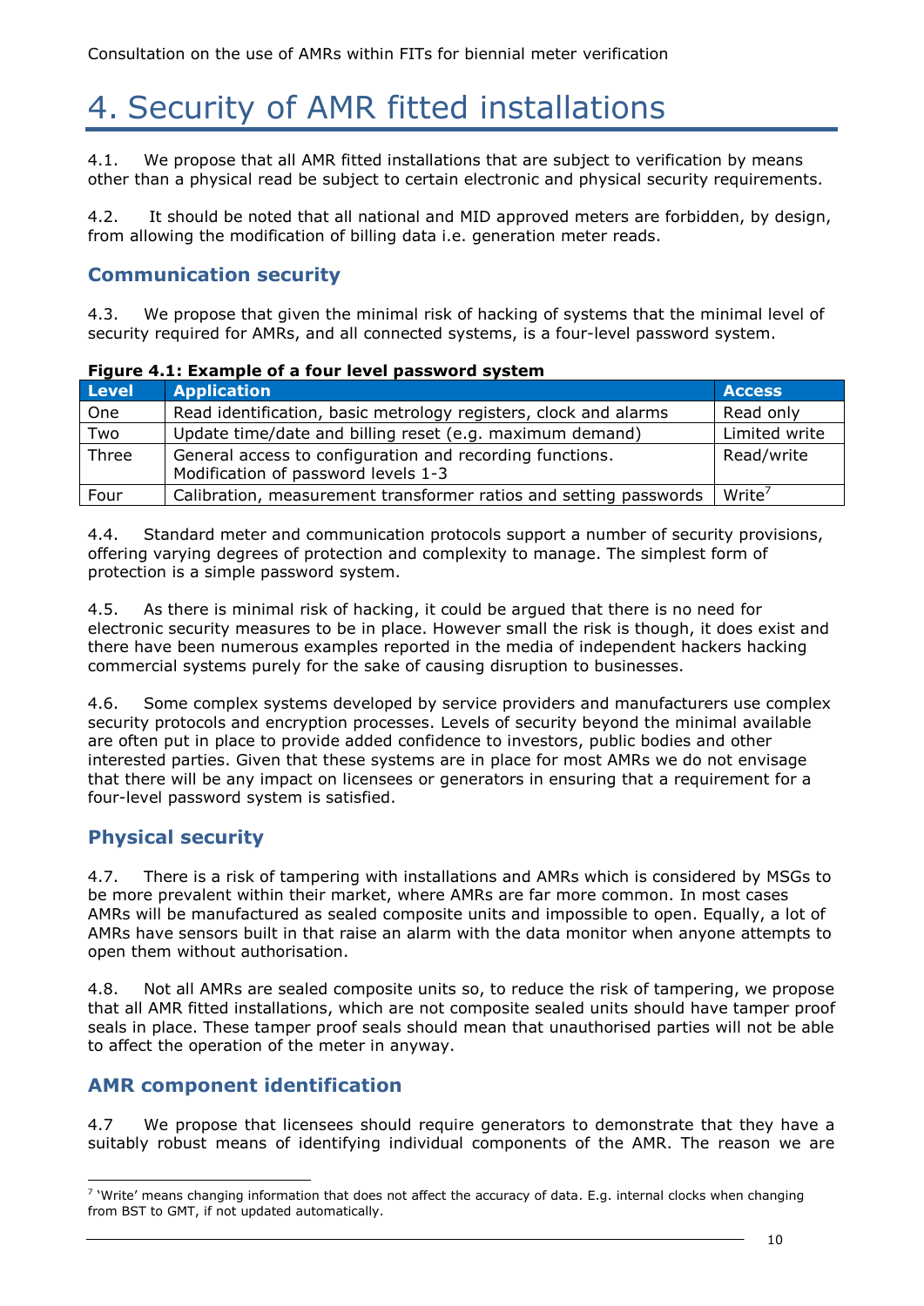# 4. Security of AMR fitted installations

4.1. We propose that all AMR fitted installations that are subject to verification by means other than a physical read be subject to certain electronic and physical security requirements.

4.2. It should be noted that all national and MID approved meters are forbidden, by design, from allowing the modification of billing data i.e. generation meter reads.

## Communication security

4.3. We propose that given the minimal risk of hacking of systems that the minimal level of security required for AMRs, and all connected systems, is a four-level password system.

**Figure 4.1: Example of a four level password system**

| Level | Application | Access |
|---|---|---|
| One | Read identification, basic metrology registers, clock and alarms | Read only |
| Two | Update time/date and billing reset (e.g. maximum demand) | Limited write |
| Three | General access to configuration and recording functions. Modification of password levels 1-3 | Read/write |
| Four | Calibration, measurement transformer ratios and setting passwords | Write[7] |

4.4. Standard meter and communication protocols support a number of security provisions, offering varying degrees of protection and complexity to manage. The simplest form of protection is a simple password system.

4.5. As there is minimal risk of hacking, it could be argued that there is no need for electronic security measures to be in place. However small the risk is though, it does exist and there have been numerous examples reported in the media of independent hackers hacking commercial systems purely for the sake of causing disruption to businesses.

4.6. Some complex systems developed by service providers and manufacturers use complex security protocols and encryption processes. Levels of security beyond the minimal available are often put in place to provide added confidence to investors, public bodies and other interested parties. Given that these systems are in place for most AMRs we do not envisage that there will be any impact on licensees or generators in ensuring that a requirement for a four-level password system is satisfied.

## Physical security

4.7. There is a risk of tampering with installations and AMRs which is considered by MSGs to be more prevalent within their market, where AMRs are far more common. In most cases AMRs will be manufactured as sealed composite units and impossible to open. Equally, a lot of AMRs have sensors built in that raise an alarm with the data monitor when anyone attempts to open them without authorisation.

4.8. Not all AMRs are sealed composite units so, to reduce the risk of tampering, we propose that all AMR fitted installations, which are not composite sealed units should have tamper proof seals in place. These tamper proof seals should mean that unauthorised parties will not be able to affect the operation of the meter in anyway.

## AMR component identification

4.7 We propose that licensees should require generators to demonstrate that they have a suitably robust means of identifying individual components of the AMR. The reason we are

[7] 'Write' means changing information that does not affect the accuracy of data. E.g. internal clocks when changing from BST to GMT, if not updated automatically.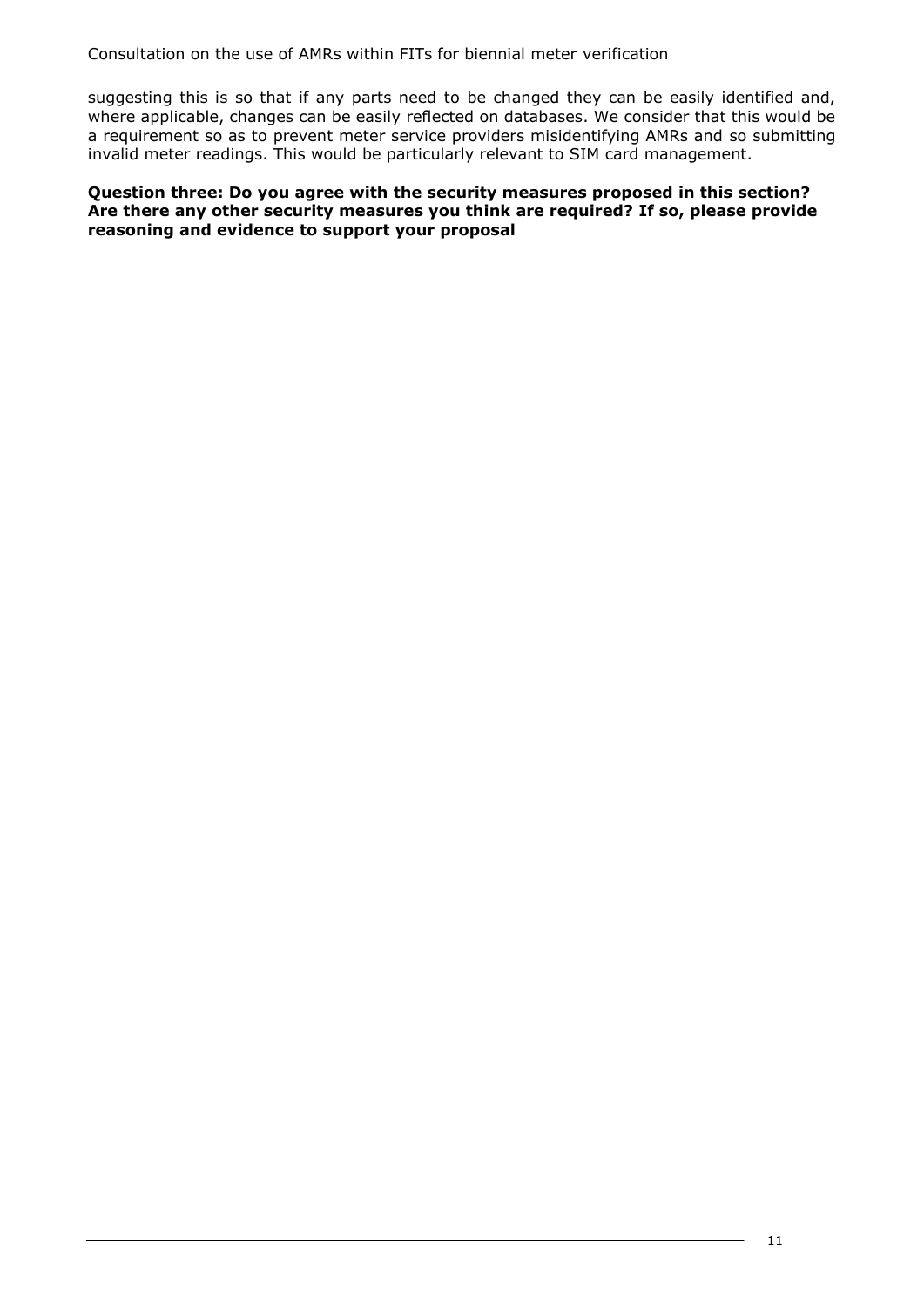suggesting this is so that if any parts need to be changed they can be easily identified and, where applicable, changes can be easily reflected on databases. We consider that this would be a requirement so as to prevent meter service providers misidentifying AMRs and so submitting invalid meter readings. This would be particularly relevant to SIM card management.

**Question three: Do you agree with the security measures proposed in this section? Are there any other security measures you think are required? If so, please provide reasoning and evidence to support your proposal**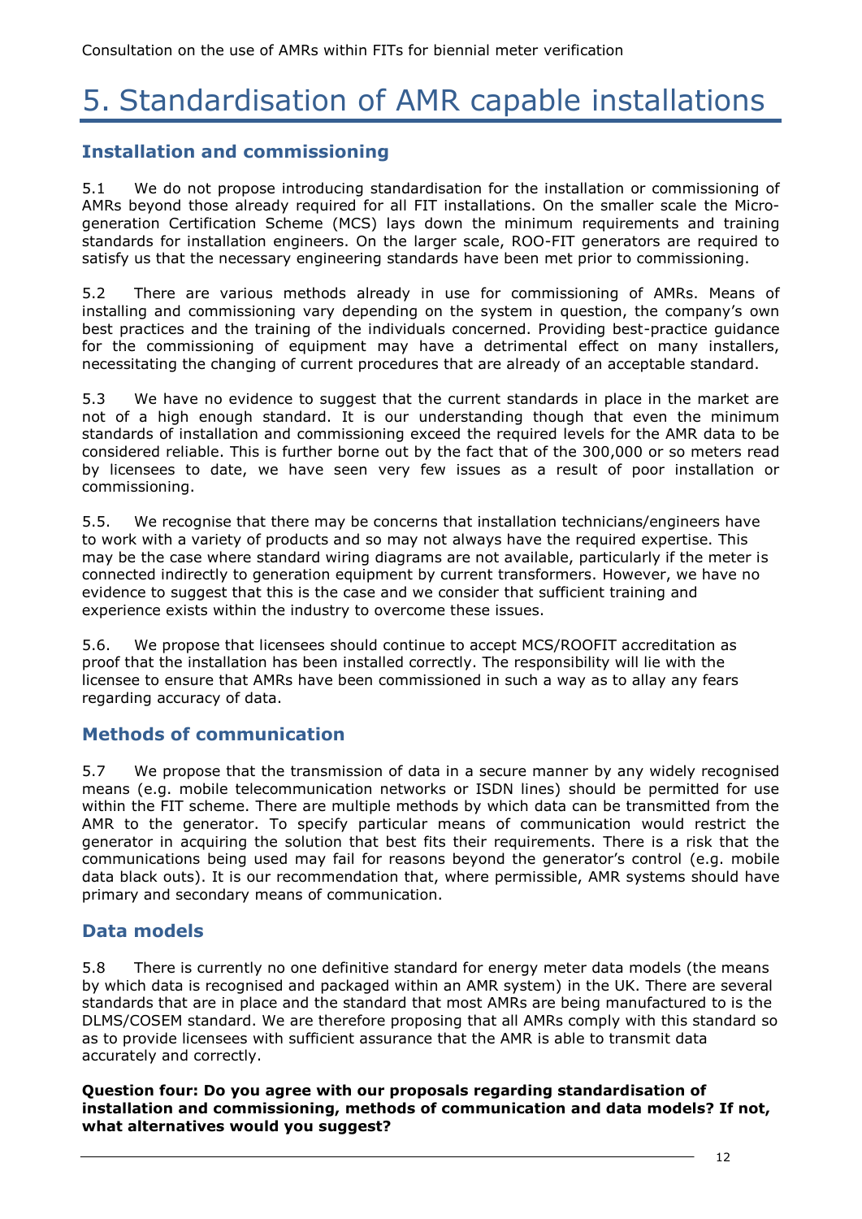# 5. Standardisation of AMR capable installations

## Installation and commissioning

5.1 We do not propose introducing standardisation for the installation or commissioning of AMRs beyond those already required for all FIT installations. On the smaller scale the Micro-generation Certification Scheme (MCS) lays down the minimum requirements and training standards for installation engineers. On the larger scale, ROO-FIT generators are required to satisfy us that the necessary engineering standards have been met prior to commissioning.

5.2 There are various methods already in use for commissioning of AMRs. Means of installing and commissioning vary depending on the system in question, the company's own best practices and the training of the individuals concerned. Providing best-practice guidance for the commissioning of equipment may have a detrimental effect on many installers, necessitating the changing of current procedures that are already of an acceptable standard.

5.3 We have no evidence to suggest that the current standards in place in the market are not of a high enough standard. It is our understanding though that even the minimum standards of installation and commissioning exceed the required levels for the AMR data to be considered reliable. This is further borne out by the fact that of the 300,000 or so meters read by licensees to date, we have seen very few issues as a result of poor installation or commissioning.

5.5. We recognise that there may be concerns that installation technicians/engineers have to work with a variety of products and so may not always have the required expertise. This may be the case where standard wiring diagrams are not available, particularly if the meter is connected indirectly to generation equipment by current transformers. However, we have no evidence to suggest that this is the case and we consider that sufficient training and experience exists within the industry to overcome these issues.

5.6. We propose that licensees should continue to accept MCS/ROOFIT accreditation as proof that the installation has been installed correctly. The responsibility will lie with the licensee to ensure that AMRs have been commissioned in such a way as to allay any fears regarding accuracy of data.

## Methods of communication

5.7 We propose that the transmission of data in a secure manner by any widely recognised means (e.g. mobile telecommunication networks or ISDN lines) should be permitted for use within the FIT scheme. There are multiple methods by which data can be transmitted from the AMR to the generator. To specify particular means of communication would restrict the generator in acquiring the solution that best fits their requirements. There is a risk that the communications being used may fail for reasons beyond the generator's control (e.g. mobile data black outs). It is our recommendation that, where permissible, AMR systems should have primary and secondary means of communication.

## Data models

5.8 There is currently no one definitive standard for energy meter data models (the means by which data is recognised and packaged within an AMR system) in the UK. There are several standards that are in place and the standard that most AMRs are being manufactured to is the DLMS/COSEM standard. We are therefore proposing that all AMRs comply with this standard so as to provide licensees with sufficient assurance that the AMR is able to transmit data accurately and correctly.

**Question four: Do you agree with our proposals regarding standardisation of installation and commissioning, methods of communication and data models? If not, what alternatives would you suggest?**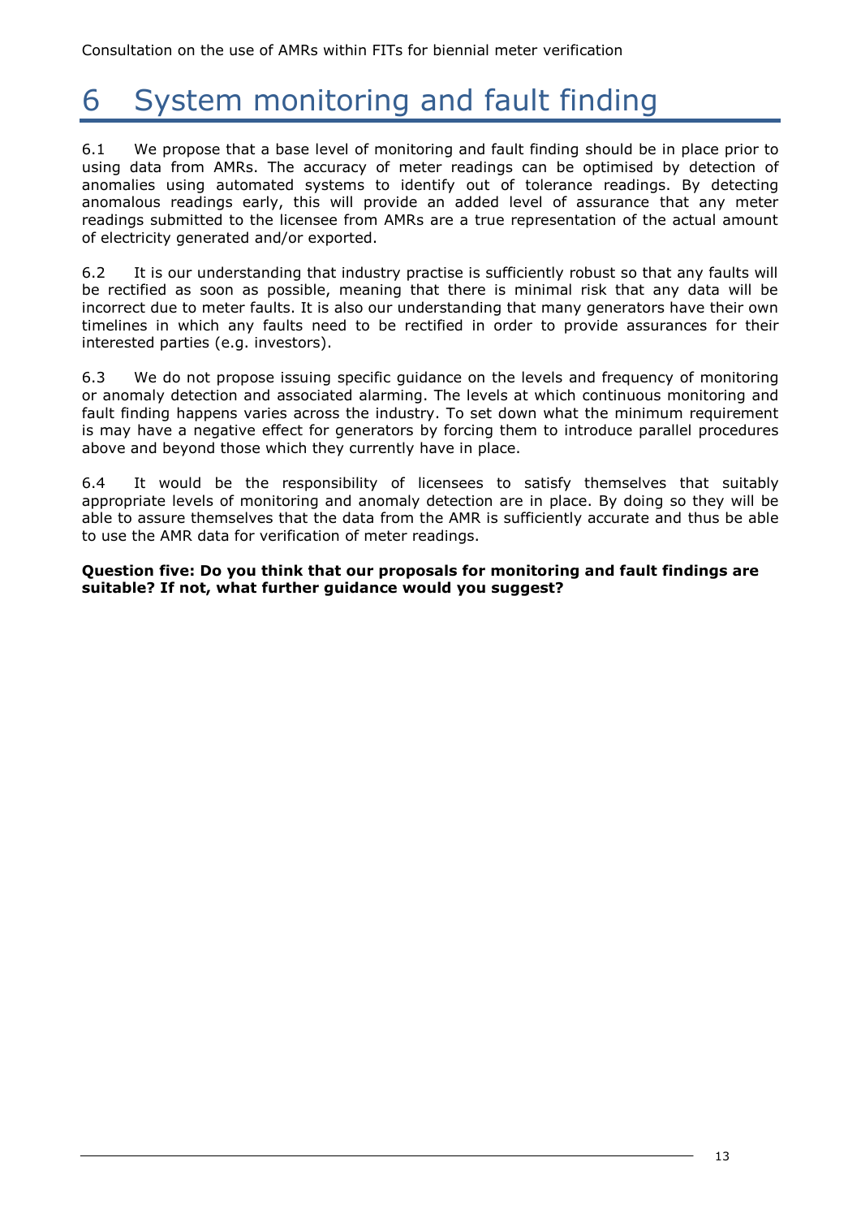# 6 System monitoring and fault finding

6.1 We propose that a base level of monitoring and fault finding should be in place prior to using data from AMRs. The accuracy of meter readings can be optimised by detection of anomalies using automated systems to identify out of tolerance readings. By detecting anomalous readings early, this will provide an added level of assurance that any meter readings submitted to the licensee from AMRs are a true representation of the actual amount of electricity generated and/or exported.

6.2 It is our understanding that industry practise is sufficiently robust so that any faults will be rectified as soon as possible, meaning that there is minimal risk that any data will be incorrect due to meter faults. It is also our understanding that many generators have their own timelines in which any faults need to be rectified in order to provide assurances for their interested parties (e.g. investors).

6.3 We do not propose issuing specific guidance on the levels and frequency of monitoring or anomaly detection and associated alarming. The levels at which continuous monitoring and fault finding happens varies across the industry. To set down what the minimum requirement is may have a negative effect for generators by forcing them to introduce parallel procedures above and beyond those which they currently have in place.

6.4 It would be the responsibility of licensees to satisfy themselves that suitably appropriate levels of monitoring and anomaly detection are in place. By doing so they will be able to assure themselves that the data from the AMR is sufficiently accurate and thus be able to use the AMR data for verification of meter readings.

**Question five: Do you think that our proposals for monitoring and fault findings are suitable? If not, what further guidance would you suggest?**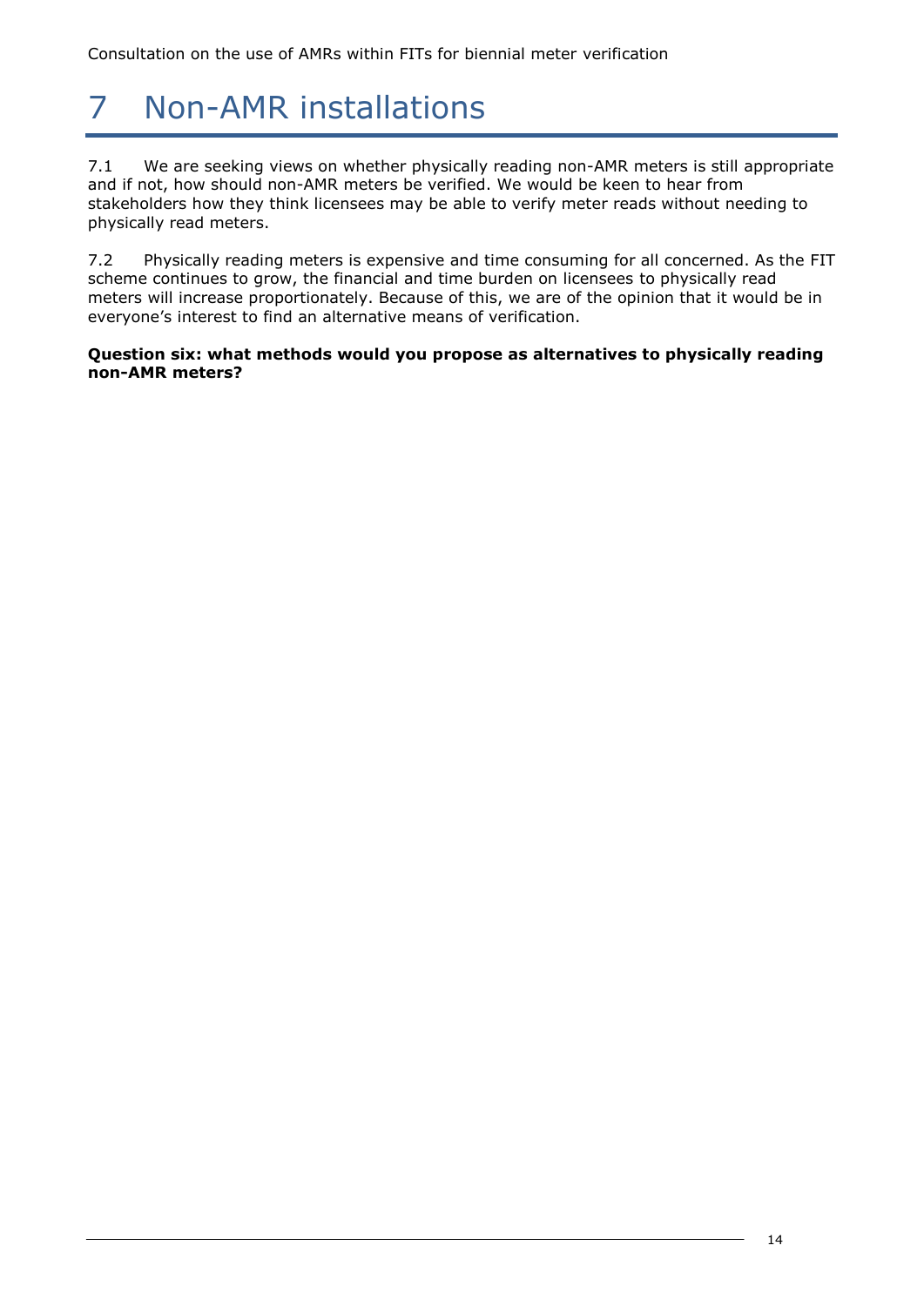# 7 Non-AMR installations

7.1 We are seeking views on whether physically reading non-AMR meters is still appropriate and if not, how should non-AMR meters be verified. We would be keen to hear from stakeholders how they think licensees may be able to verify meter reads without needing to physically read meters.

7.2 Physically reading meters is expensive and time consuming for all concerned. As the FIT scheme continues to grow, the financial and time burden on licensees to physically read meters will increase proportionately. Because of this, we are of the opinion that it would be in everyone's interest to find an alternative means of verification.

**Question six: what methods would you propose as alternatives to physically reading non-AMR meters?**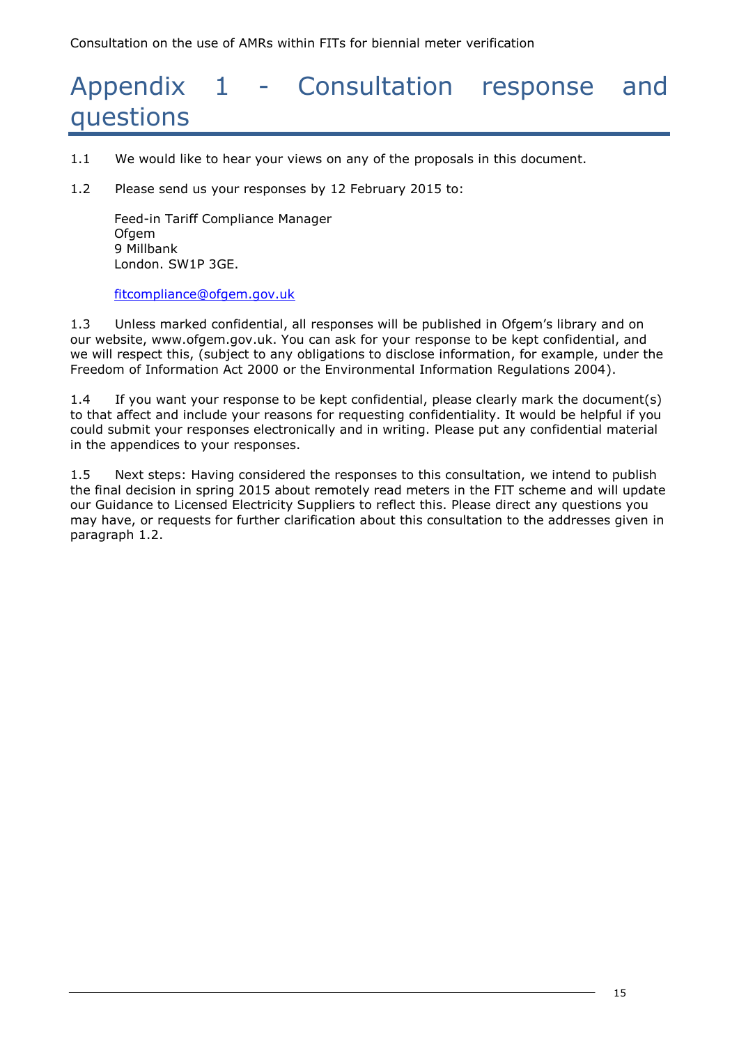# Appendix 1 - Consultation response and questions

1.1 We would like to hear your views on any of the proposals in this document.

1.2 Please send us your responses by 12 February 2015 to:

Feed-in Tariff Compliance Manager
Ofgem
9 Millbank
London. SW1P 3GE.

fitcompliance@ofgem.gov.uk

1.3 Unless marked confidential, all responses will be published in Ofgem's library and on our website, www.ofgem.gov.uk. You can ask for your response to be kept confidential, and we will respect this, (subject to any obligations to disclose information, for example, under the Freedom of Information Act 2000 or the Environmental Information Regulations 2004).

1.4 If you want your response to be kept confidential, please clearly mark the document(s) to that affect and include your reasons for requesting confidentiality. It would be helpful if you could submit your responses electronically and in writing. Please put any confidential material in the appendices to your responses.

1.5 Next steps: Having considered the responses to this consultation, we intend to publish the final decision in spring 2015 about remotely read meters in the FIT scheme and will update our Guidance to Licensed Electricity Suppliers to reflect this. Please direct any questions you may have, or requests for further clarification about this consultation to the addresses given in paragraph 1.2.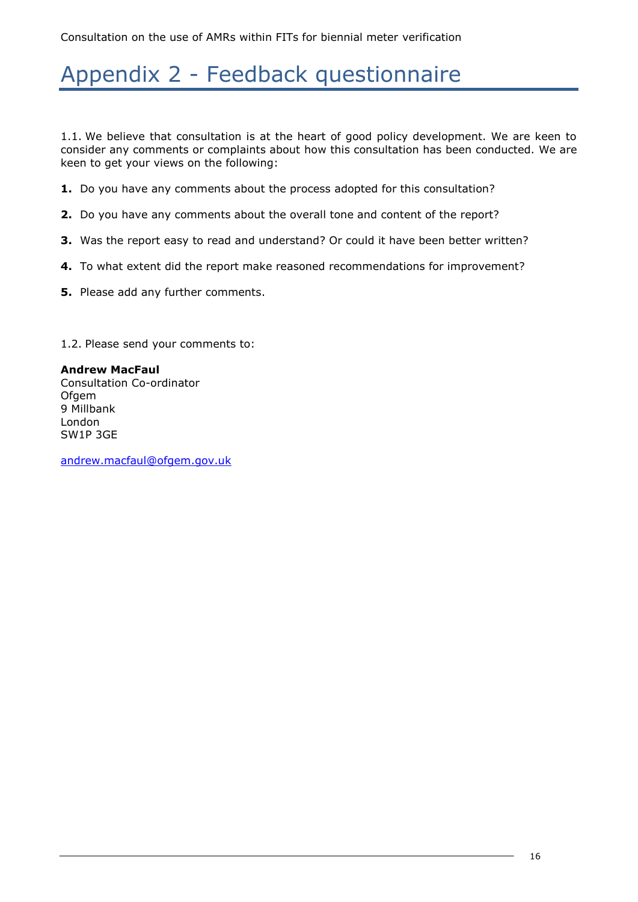# Appendix 2 - Feedback questionnaire

1.1. We believe that consultation is at the heart of good policy development. We are keen to consider any comments or complaints about how this consultation has been conducted. We are keen to get your views on the following:

**1.** Do you have any comments about the process adopted for this consultation?

**2.** Do you have any comments about the overall tone and content of the report?

**3.** Was the report easy to read and understand? Or could it have been better written?

**4.** To what extent did the report make reasoned recommendations for improvement?

**5.** Please add any further comments.

1.2. Please send your comments to:

**Andrew MacFaul**
Consultation Co-ordinator
Ofgem
9 Millbank
London
SW1P 3GE

andrew.macfaul@ofgem.gov.uk